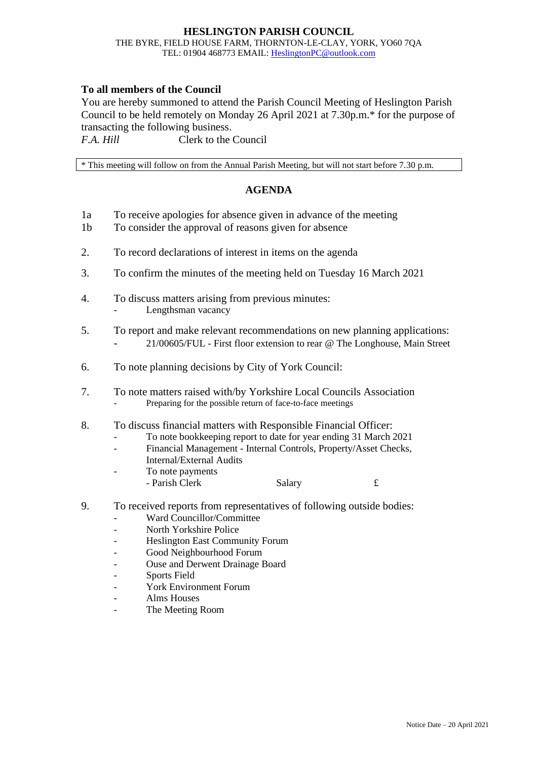# HESLINGTON PARISH COUNCIL

THE BYRE, FIELD HOUSE FARM, THORNTON-LE-CLAY, YORK, YO60 7QA
TEL: 01904 468773 EMAIL: HeslingtonPC@outlook.com

**To all members of the Council**

You are hereby summoned to attend the Parish Council Meeting of Heslington Parish Council to be held remotely on Monday 26 April 2021 at 7.30p.m.* for the purpose of transacting the following business.

*F.A. Hill* Clerk to the Council

* This meeting will follow on from the Annual Parish Meeting, but will not start before 7.30 p.m.

## AGENDA

1a To receive apologies for absence given in advance of the meeting

1b To consider the approval of reasons given for absence

2. To record declarations of interest in items on the agenda

3. To confirm the minutes of the meeting held on Tuesday 16 March 2021

4. To discuss matters arising from previous minutes:
   - Lengthsman vacancy

5. To report and make relevant recommendations on new planning applications:
   - 21/00605/FUL - First floor extension to rear @ The Longhouse, Main Street

6. To note planning decisions by City of York Council:

7. To note matters raised with/by Yorkshire Local Councils Association
   - Preparing for the possible return of face-to-face meetings

8. To discuss financial matters with Responsible Financial Officer:
   - To note bookkeeping report to date for year ending 31 March 2021
   - Financial Management - Internal Controls, Property/Asset Checks, Internal/External Audits
   - To note payments
     - Parish Clerk Salary £

9. To received reports from representatives of following outside bodies:
   - Ward Councillor/Committee
   - North Yorkshire Police
   - Heslington East Community Forum
   - Good Neighbourhood Forum
   - Ouse and Derwent Drainage Board
   - Sports Field
   - York Environment Forum
   - Alms Houses
   - The Meeting Room

Notice Date – 20 April 2021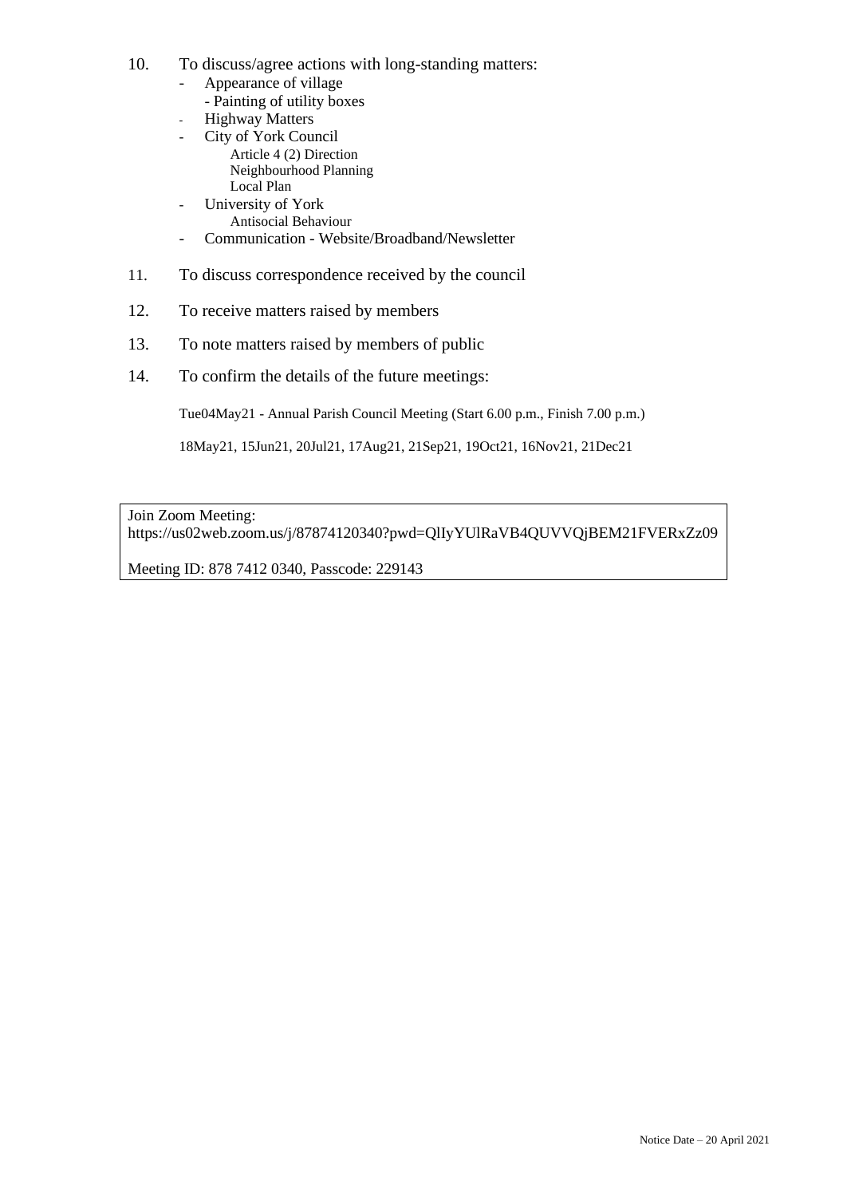10. To discuss/agree actions with long-standing matters:
    - Appearance of village
      - Painting of utility boxes
    - Highway Matters
    - City of York Council
      - Article 4 (2) Direction
      - Neighbourhood Planning
      - Local Plan
    - University of York
      - Antisocial Behaviour
    - Communication - Website/Broadband/Newsletter

11. To discuss correspondence received by the council

12. To receive matters raised by members

13. To note matters raised by members of public

14. To confirm the details of the future meetings:

    Tue04May21 - Annual Parish Council Meeting (Start 6.00 p.m., Finish 7.00 p.m.)

    18May21, 15Jun21, 20Jul21, 17Aug21, 21Sep21, 19Oct21, 16Nov21, 21Dec21

Join Zoom Meeting:
https://us02web.zoom.us/j/87874120340?pwd=QlIyYUlRaVB4QUVVQjBEM21FVERxZz09

Meeting ID: 878 7412 0340, Passcode: 229143

Notice Date – 20 April 2021